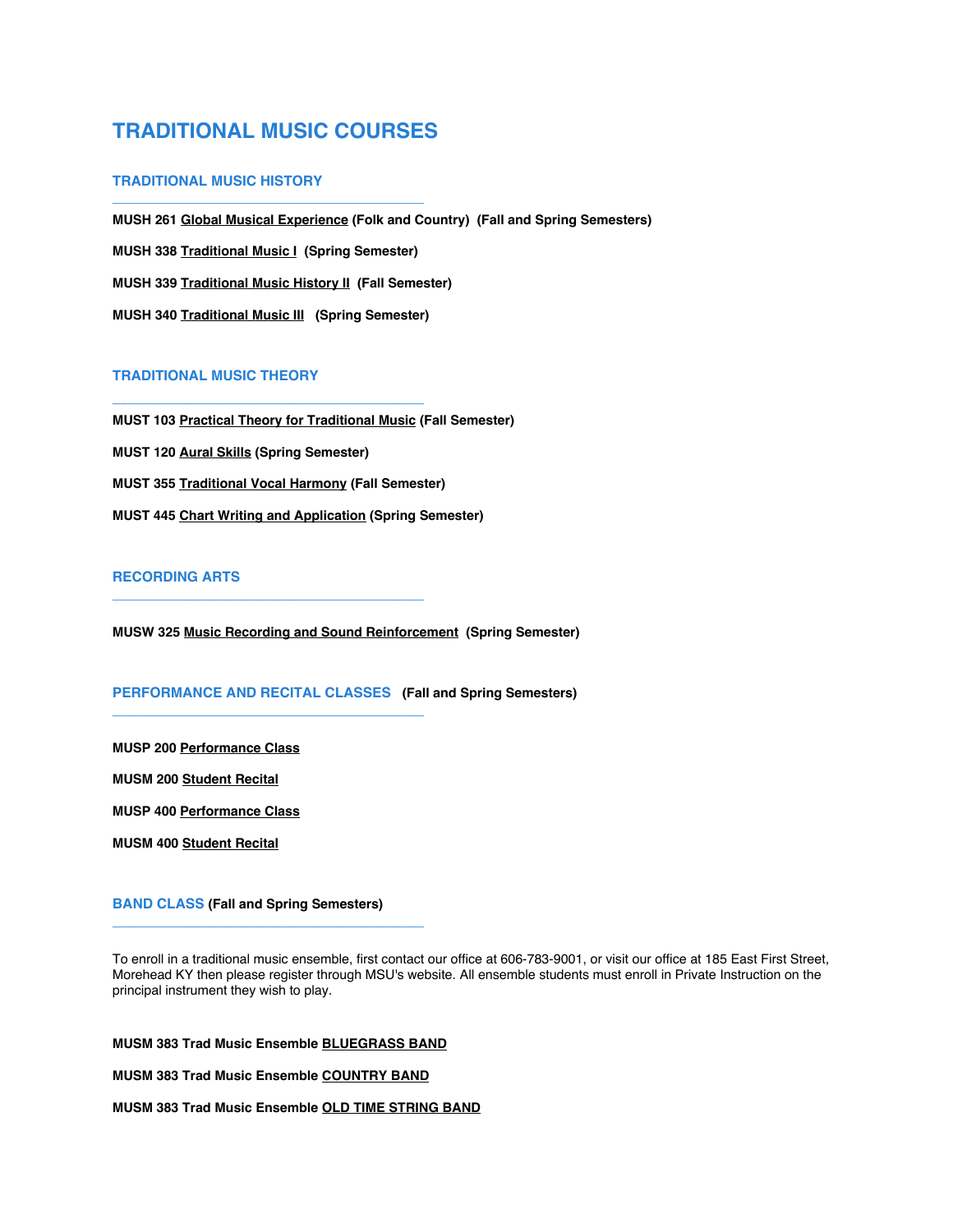# TRADITIONAL MUSIC COURSES

## TRADITIONAL MUSIC HISTORY

**MUSH 261 Global Musical Experience (Folk and Country) (Fall and Spring Semesters)**

**MUSH 338 Traditional Music I (Spring Semester)**

**MUSH 339 Traditional Music History II (Fall Semester)**

**MUSH 340 Traditional Music III (Spring Semester)**

## TRADITIONAL MUSIC THEORY

**MUST 103 Practical Theory for Traditional Music (Fall Semester)**

**MUST 120 Aural Skills (Spring Semester)**

**MUST 355 Traditional Vocal Harmony (Fall Semester)**

**MUST 445 Chart Writing and Application (Spring Semester)**

## RECORDING ARTS

**MUSW 325 Music Recording and Sound Reinforcement (Spring Semester)**

## PERFORMANCE AND RECITAL CLASSES (Fall and Spring Semesters)

**MUSP 200 Performance Class**

**MUSM 200 Student Recital**

**MUSP 400 Performance Class**

**MUSM 400 Student Recital**

## BAND CLASS (Fall and Spring Semesters)

To enroll in a traditional music ensemble, first contact our office at 606-783-9001, or visit our office at 185 East First Street, Morehead KY then please register through MSU's website. All ensemble students must enroll in Private Instruction on the principal instrument they wish to play.

**MUSM 383 Trad Music Ensemble BLUEGRASS BAND**

**MUSM 383 Trad Music Ensemble COUNTRY BAND**

**MUSM 383 Trad Music Ensemble OLD TIME STRING BAND**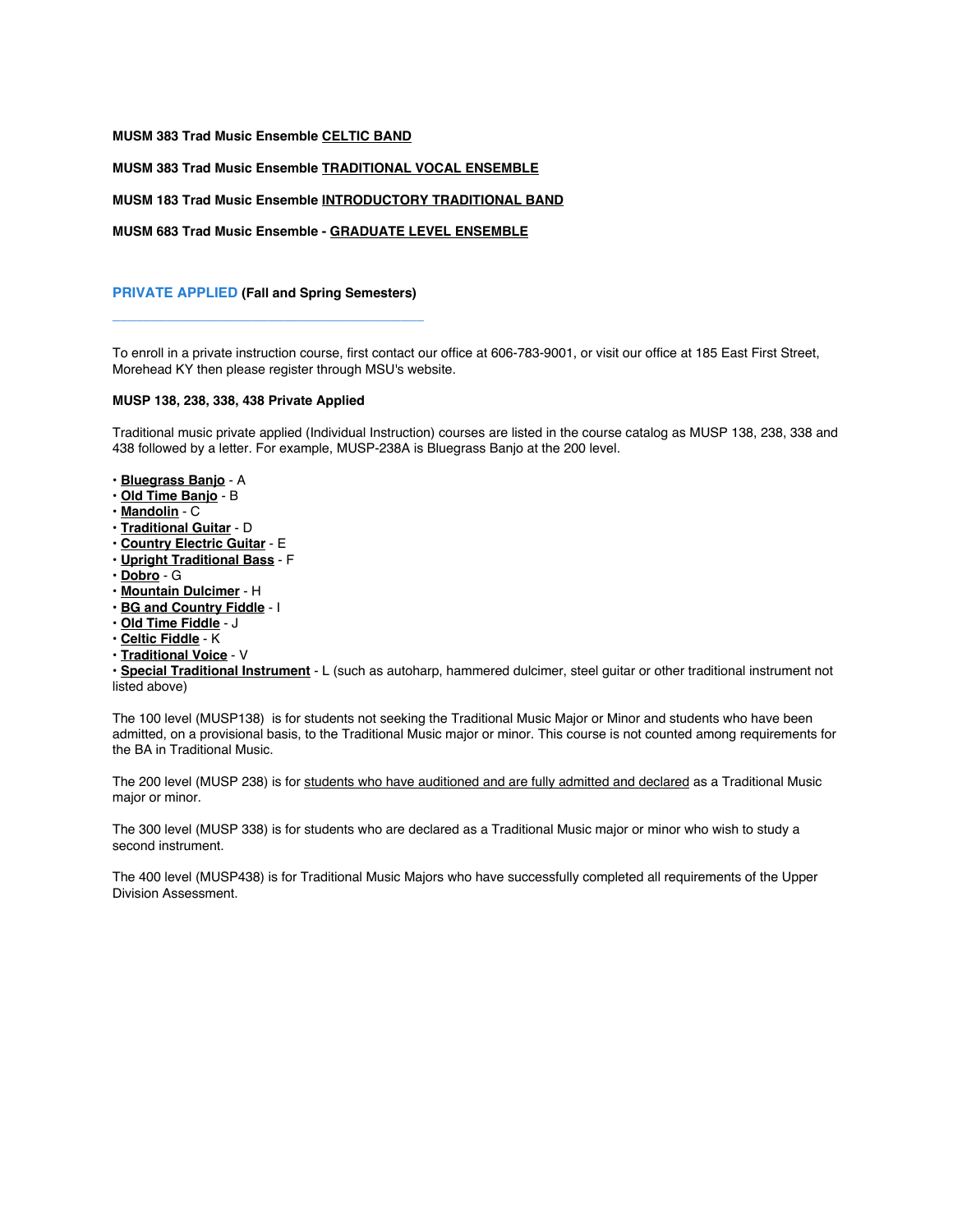**MUSM 383 Trad Music Ensemble <u>CELTIC BAND</u>**

**MUSM 383 Trad Music Ensemble <u>TRADITIONAL VOCAL ENSEMBLE</u>**

**MUSM 183 Trad Music Ensemble <u>INTRODUCTORY TRADITIONAL BAND</u>**

**MUSM 683 Trad Music Ensemble - <u>GRADUATE LEVEL ENSEMBLE</u>**

## PRIVATE APPLIED (Fall and Spring Semesters)

---

To enroll in a private instruction course, first contact our office at 606-783-9001, or visit our office at 185 East First Street, Morehead KY then please register through MSU's website.

**MUSP 138, 238, 338, 438 Private Applied**

Traditional music private applied (Individual Instruction) courses are listed in the course catalog as MUSP 138, 238, 338 and 438 followed by a letter. For example, MUSP-238A is Bluegrass Banjo at the 200 level.

- **<u>Bluegrass Banjo</u>** - A
- **<u>Old Time Banjo</u>** - B
- **<u>Mandolin</u>** - C
- **<u>Traditional Guitar</u>** - D
- **<u>Country Electric Guitar</u>** - E
- **<u>Upright Traditional Bass</u>** - F
- **<u>Dobro</u>** - G
- **<u>Mountain Dulcimer</u>** - H
- **<u>BG and Country Fiddle</u>** - I
- **<u>Old Time Fiddle</u>** - J
- **<u>Celtic Fiddle</u>** - K
- **<u>Traditional Voice</u>** - V
- **<u>Special Traditional Instrument</u>** - L (such as autoharp, hammered dulcimer, steel guitar or other traditional instrument not listed above)

The 100 level (MUSP138) is for students not seeking the Traditional Music Major or Minor and students who have been admitted, on a provisional basis, to the Traditional Music major or minor. This course is not counted among requirements for the BA in Traditional Music.

The 200 level (MUSP 238) is for <u>students who have auditioned and are fully admitted and declared</u> as a Traditional Music major or minor.

The 300 level (MUSP 338) is for students who are declared as a Traditional Music major or minor who wish to study a second instrument.

The 400 level (MUSP438) is for Traditional Music Majors who have successfully completed all requirements of the Upper Division Assessment.